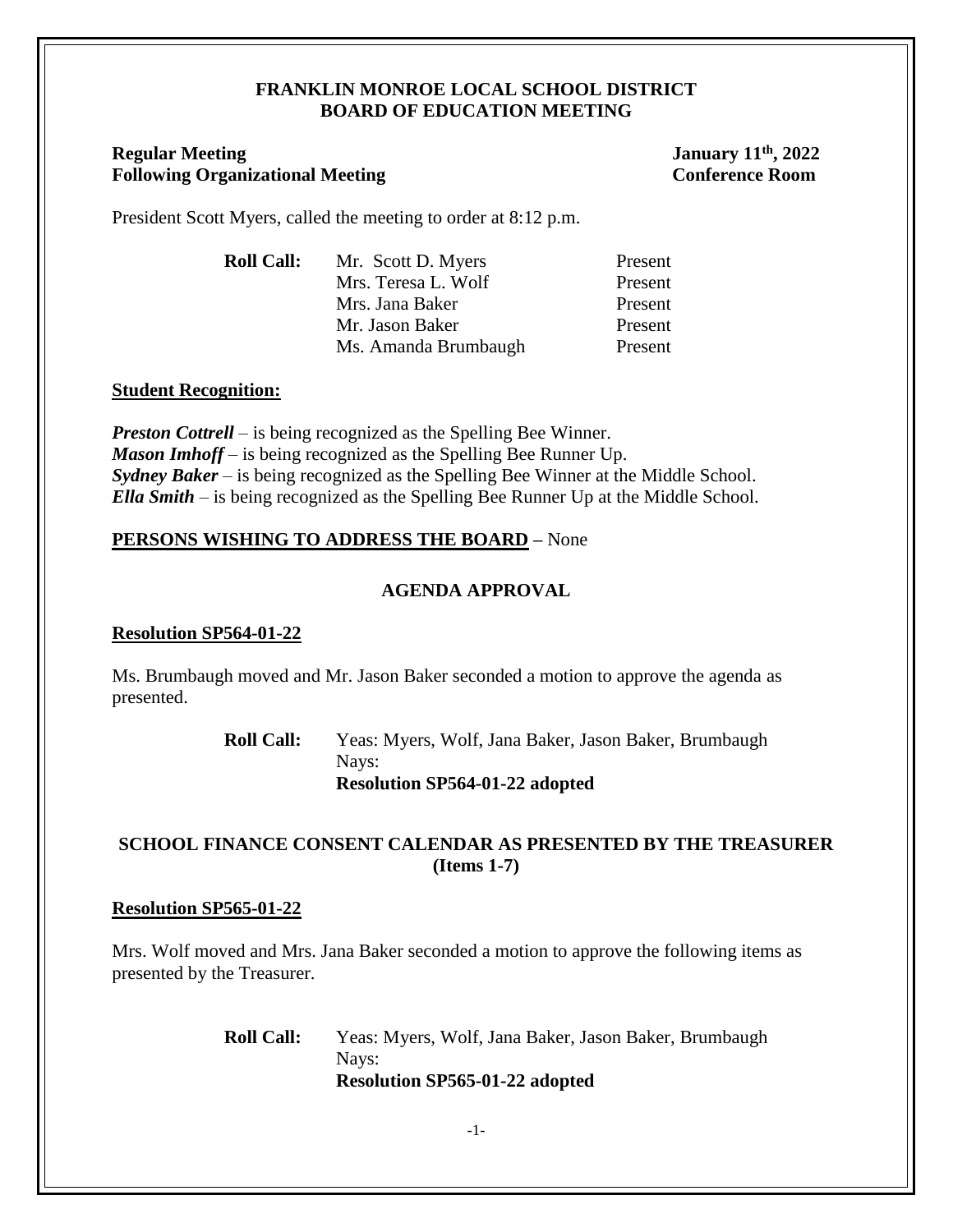# FRANKLIN MONROE LOCAL SCHOOL DISTRICT
# BOARD OF EDUCATION MEETING

**Regular Meeting** **January 11th, 2022**
**Following Organizational Meeting** **Conference Room**

President Scott Myers, called the meeting to order at 8:12 p.m.

| **Roll Call:** | Mr. Scott D. Myers | Present |
|---|---|---|
| | Mrs. Teresa L. Wolf | Present |
| | Mrs. Jana Baker | Present |
| | Mr. Jason Baker | Present |
| | Ms. Amanda Brumbaugh | Present |

**Student Recognition:**

***Preston Cottrell*** – is being recognized as the Spelling Bee Winner.
***Mason Imhoff*** – is being recognized as the Spelling Bee Runner Up.
***Sydney Baker*** – is being recognized as the Spelling Bee Winner at the Middle School.
***Ella Smith*** – is being recognized as the Spelling Bee Runner Up at the Middle School.

**PERSONS WISHING TO ADDRESS THE BOARD –** None

## AGENDA APPROVAL

**Resolution SP564-01-22**

Ms. Brumbaugh moved and Mr. Jason Baker seconded a motion to approve the agenda as presented.

**Roll Call:** Yeas: Myers, Wolf, Jana Baker, Jason Baker, Brumbaugh
Nays:
**Resolution SP564-01-22 adopted**

## SCHOOL FINANCE CONSENT CALENDAR AS PRESENTED BY THE TREASURER (Items 1-7)

**Resolution SP565-01-22**

Mrs. Wolf moved and Mrs. Jana Baker seconded a motion to approve the following items as presented by the Treasurer.

**Roll Call:** Yeas: Myers, Wolf, Jana Baker, Jason Baker, Brumbaugh
Nays:
**Resolution SP565-01-22 adopted**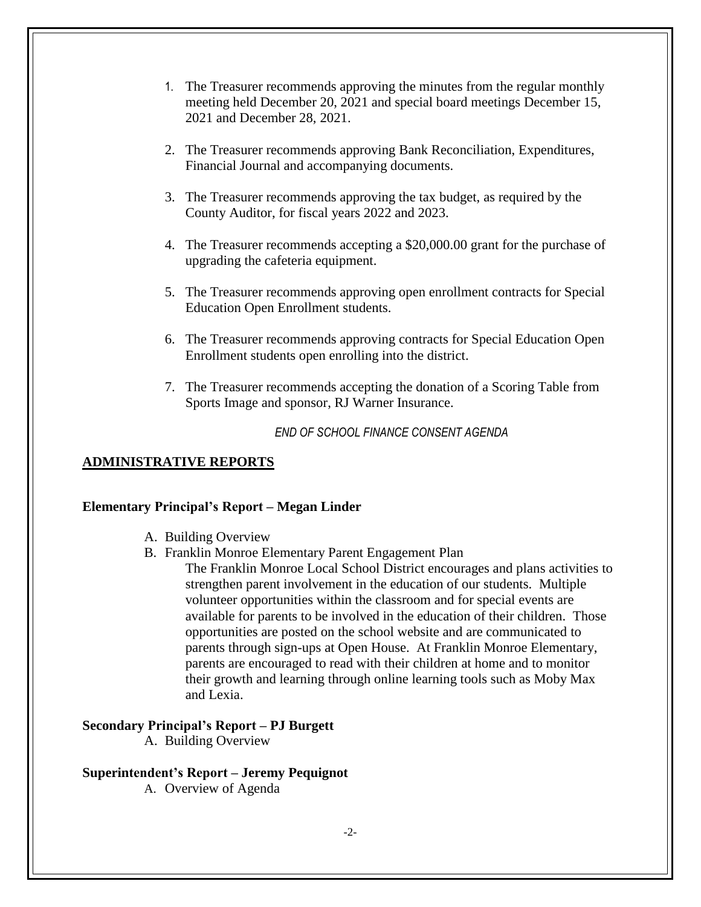1. The Treasurer recommends approving the minutes from the regular monthly meeting held December 20, 2021 and special board meetings December 15, 2021 and December 28, 2021.

2. The Treasurer recommends approving Bank Reconciliation, Expenditures, Financial Journal and accompanying documents.

3. The Treasurer recommends approving the tax budget, as required by the County Auditor, for fiscal years 2022 and 2023.

4. The Treasurer recommends accepting a $20,000.00 grant for the purchase of upgrading the cafeteria equipment.

5. The Treasurer recommends approving open enrollment contracts for Special Education Open Enrollment students.

6. The Treasurer recommends approving contracts for Special Education Open Enrollment students open enrolling into the district.

7. The Treasurer recommends accepting the donation of a Scoring Table from Sports Image and sponsor, RJ Warner Insurance.

*END OF SCHOOL FINANCE CONSENT AGENDA*

## ADMINISTRATIVE REPORTS

**Elementary Principal's Report – Megan Linder**

A. Building Overview
B. Franklin Monroe Elementary Parent Engagement Plan

   The Franklin Monroe Local School District encourages and plans activities to strengthen parent involvement in the education of our students. Multiple volunteer opportunities within the classroom and for special events are available for parents to be involved in the education of their children. Those opportunities are posted on the school website and are communicated to parents through sign-ups at Open House. At Franklin Monroe Elementary, parents are encouraged to read with their children at home and to monitor their growth and learning through online learning tools such as Moby Max and Lexia.

**Secondary Principal's Report – PJ Burgett**

A. Building Overview

**Superintendent's Report – Jeremy Pequignot**

A. Overview of Agenda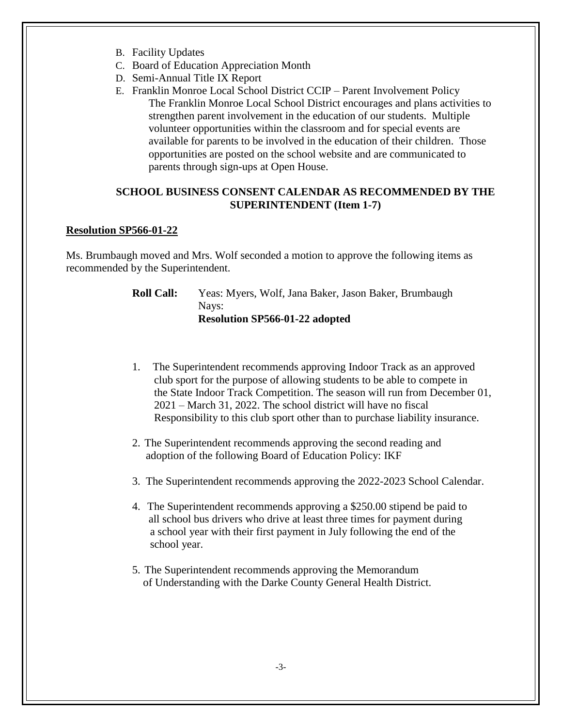B. Facility Updates
C. Board of Education Appreciation Month
D. Semi-Annual Title IX Report
E. Franklin Monroe Local School District CCIP – Parent Involvement Policy

   The Franklin Monroe Local School District encourages and plans activities to strengthen parent involvement in the education of our students. Multiple volunteer opportunities within the classroom and for special events are available for parents to be involved in the education of their children. Those opportunities are posted on the school website and are communicated to parents through sign-ups at Open House.

**SCHOOL BUSINESS CONSENT CALENDAR AS RECOMMENDED BY THE SUPERINTENDENT (Item 1-7)**

**Resolution SP566-01-22**

Ms. Brumbaugh moved and Mrs. Wolf seconded a motion to approve the following items as recommended by the Superintendent.

**Roll Call:** Yeas: Myers, Wolf, Jana Baker, Jason Baker, Brumbaugh
Nays:
**Resolution SP566-01-22 adopted**

1. The Superintendent recommends approving Indoor Track as an approved club sport for the purpose of allowing students to be able to compete in the State Indoor Track Competition. The season will run from December 01, 2021 – March 31, 2022. The school district will have no fiscal Responsibility to this club sport other than to purchase liability insurance.

2. The Superintendent recommends approving the second reading and adoption of the following Board of Education Policy: IKF

3. The Superintendent recommends approving the 2022-2023 School Calendar.

4. The Superintendent recommends approving a $250.00 stipend be paid to all school bus drivers who drive at least three times for payment during a school year with their first payment in July following the end of the school year.

5. The Superintendent recommends approving the Memorandum of Understanding with the Darke County General Health District.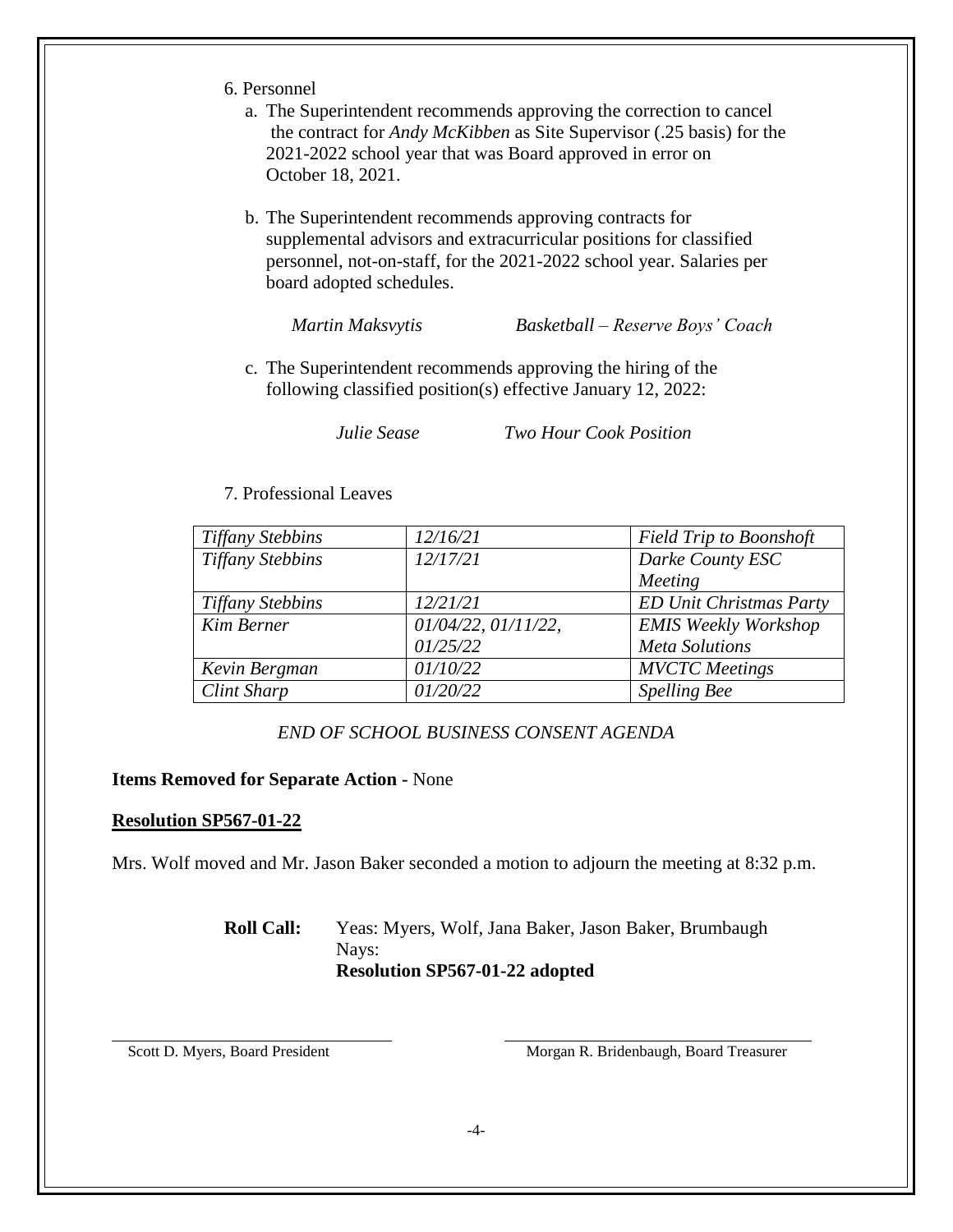6. Personnel
   a. The Superintendent recommends approving the correction to cancel the contract for *Andy McKibben* as Site Supervisor (.25 basis) for the 2021-2022 school year that was Board approved in error on October 18, 2021.

   b. The Superintendent recommends approving contracts for supplemental advisors and extracurricular positions for classified personnel, not-on-staff, for the 2021-2022 school year. Salaries per board adopted schedules.

      *Martin Maksvytis* — *Basketball – Reserve Boys' Coach*

   c. The Superintendent recommends approving the hiring of the following classified position(s) effective January 12, 2022:

      *Julie Sease* — *Two Hour Cook Position*

7. Professional Leaves

| | | |
|---|---|---|
| *Tiffany Stebbins* | *12/16/21* | *Field Trip to Boonshoft* |
| *Tiffany Stebbins* | *12/17/21* | *Darke County ESC Meeting* |
| *Tiffany Stebbins* | *12/21/21* | *ED Unit Christmas Party* |
| *Kim Berner* | *01/04/22, 01/11/22, 01/25/22* | *EMIS Weekly Workshop Meta Solutions* |
| *Kevin Bergman* | *01/10/22* | *MVCTC Meetings* |
| *Clint Sharp* | *01/20/22* | *Spelling Bee* |

*END OF SCHOOL BUSINESS CONSENT AGENDA*

**Items Removed for Separate Action -** None

**Resolution SP567-01-22**

Mrs. Wolf moved and Mr. Jason Baker seconded a motion to adjourn the meeting at 8:32 p.m.

**Roll Call:** Yeas: Myers, Wolf, Jana Baker, Jason Baker, Brumbaugh
Nays:
**Resolution SP567-01-22 adopted**

Scott D. Myers, Board President

Morgan R. Bridenbaugh, Board Treasurer